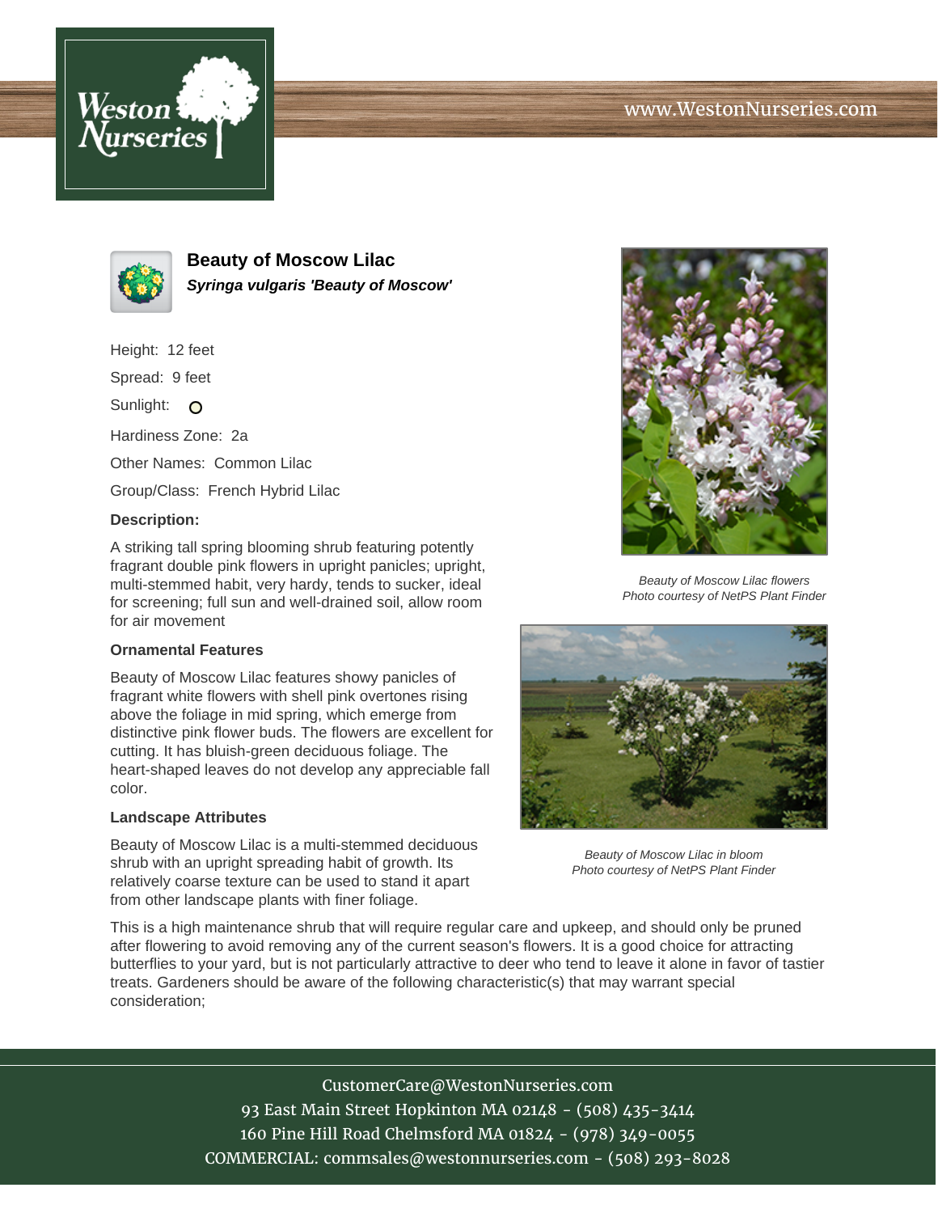# Beauty of Moscow Lilac

***Syringa vulgaris 'Beauty of Moscow'***

Height: 12 feet

Spread: 9 feet

Sunlight: O

Hardiness Zone: 2a

Other Names: Common Lilac

Group/Class: French Hybrid Lilac

### Description:

A striking tall spring blooming shrub featuring potently fragrant double pink flowers in upright panicles; upright, multi-stemmed habit, very hardy, tends to sucker, ideal for screening; full sun and well-drained soil, allow room for air movement

### Ornamental Features

Beauty of Moscow Lilac features showy panicles of fragrant white flowers with shell pink overtones rising above the foliage in mid spring, which emerge from distinctive pink flower buds. The flowers are excellent for cutting. It has bluish-green deciduous foliage. The heart-shaped leaves do not develop any appreciable fall color.

*Beauty of Moscow Lilac flowers*
*Photo courtesy of NetPS Plant Finder*

### Landscape Attributes

Beauty of Moscow Lilac is a multi-stemmed deciduous shrub with an upright spreading habit of growth. Its relatively coarse texture can be used to stand it apart from other landscape plants with finer foliage.

*Beauty of Moscow Lilac in bloom*
*Photo courtesy of NetPS Plant Finder*

This is a high maintenance shrub that will require regular care and upkeep, and should only be pruned after flowering to avoid removing any of the current season's flowers. It is a good choice for attracting butterflies to your yard, but is not particularly attractive to deer who tend to leave it alone in favor of tastier treats. Gardeners should be aware of the following characteristic(s) that may warrant special consideration;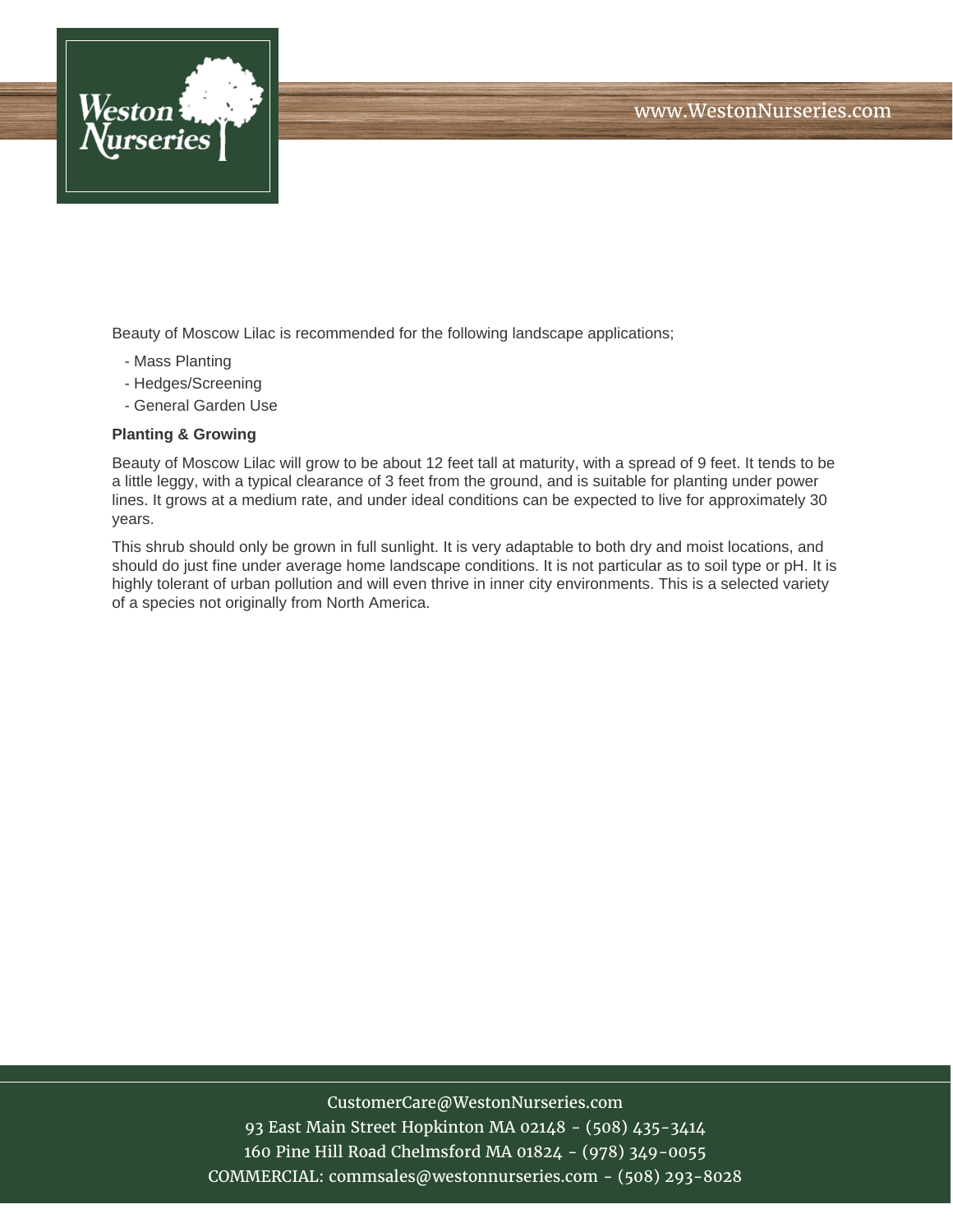Beauty of Moscow Lilac is recommended for the following landscape applications;

- Mass Planting
- Hedges/Screening
- General Garden Use

**Planting & Growing**

Beauty of Moscow Lilac will grow to be about 12 feet tall at maturity, with a spread of 9 feet. It tends to be a little leggy, with a typical clearance of 3 feet from the ground, and is suitable for planting under power lines. It grows at a medium rate, and under ideal conditions can be expected to live for approximately 30 years.

This shrub should only be grown in full sunlight. It is very adaptable to both dry and moist locations, and should do just fine under average home landscape conditions. It is not particular as to soil type or pH. It is highly tolerant of urban pollution and will even thrive in inner city environments. This is a selected variety of a species not originally from North America.